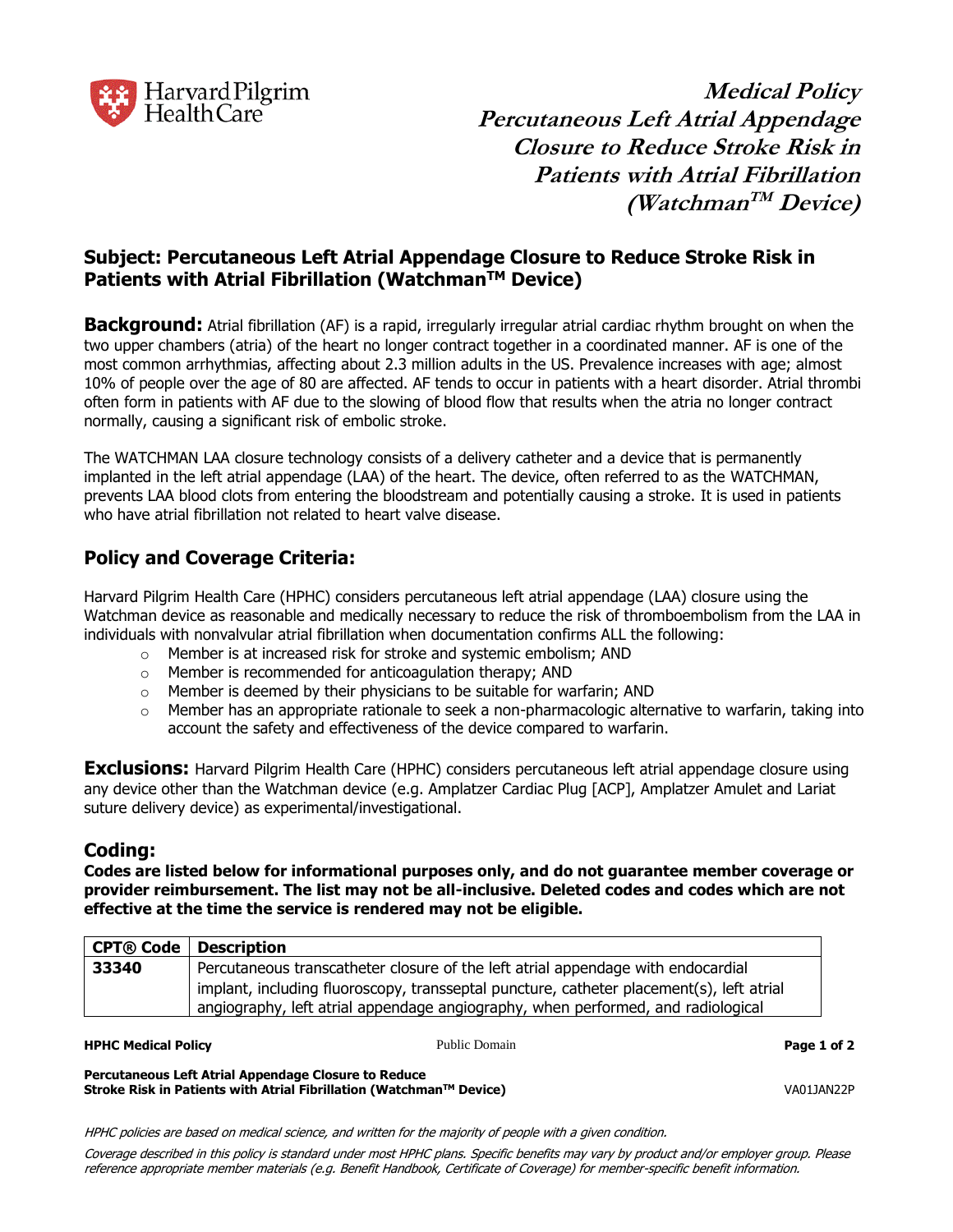# Medical Policy
# Percutaneous Left Atrial Appendage Closure to Reduce Stroke Risk in Patients with Atrial Fibrillation (Watchman™ Device)

## Subject: Percutaneous Left Atrial Appendage Closure to Reduce Stroke Risk in Patients with Atrial Fibrillation (Watchman™ Device)

**Background:** Atrial fibrillation (AF) is a rapid, irregularly irregular atrial cardiac rhythm brought on when the two upper chambers (atria) of the heart no longer contract together in a coordinated manner. AF is one of the most common arrhythmias, affecting about 2.3 million adults in the US. Prevalence increases with age; almost 10% of people over the age of 80 are affected. AF tends to occur in patients with a heart disorder. Atrial thrombi often form in patients with AF due to the slowing of blood flow that results when the atria no longer contract normally, causing a significant risk of embolic stroke.

The WATCHMAN LAA closure technology consists of a delivery catheter and a device that is permanently implanted in the left atrial appendage (LAA) of the heart. The device, often referred to as the WATCHMAN, prevents LAA blood clots from entering the bloodstream and potentially causing a stroke. It is used in patients who have atrial fibrillation not related to heart valve disease.

## Policy and Coverage Criteria:

Harvard Pilgrim Health Care (HPHC) considers percutaneous left atrial appendage (LAA) closure using the Watchman device as reasonable and medically necessary to reduce the risk of thromboembolism from the LAA in individuals with nonvalvular atrial fibrillation when documentation confirms ALL the following:

- Member is at increased risk for stroke and systemic embolism; AND
- Member is recommended for anticoagulation therapy; AND
- Member is deemed by their physicians to be suitable for warfarin; AND
- Member has an appropriate rationale to seek a non-pharmacologic alternative to warfarin, taking into account the safety and effectiveness of the device compared to warfarin.

**Exclusions:** Harvard Pilgrim Health Care (HPHC) considers percutaneous left atrial appendage closure using any device other than the Watchman device (e.g. Amplatzer Cardiac Plug [ACP], Amplatzer Amulet and Lariat suture delivery device) as experimental/investigational.

## Coding:

**Codes are listed below for informational purposes only, and do not guarantee member coverage or provider reimbursement. The list may not be all-inclusive. Deleted codes and codes which are not effective at the time the service is rendered may not be eligible.**

| CPT® Code | Description |
|---|---|
| **33340** | Percutaneous transcatheter closure of the left atrial appendage with endocardial implant, including fluoroscopy, transseptal puncture, catheter placement(s), left atrial angiography, left atrial appendage angiography, when performed, and radiological |

*HPHC policies are based on medical science, and written for the majority of people with a given condition.*

*Coverage described in this policy is standard under most HPHC plans. Specific benefits may vary by product and/or employer group. Please reference appropriate member materials (e.g. Benefit Handbook, Certificate of Coverage) for member-specific benefit information.*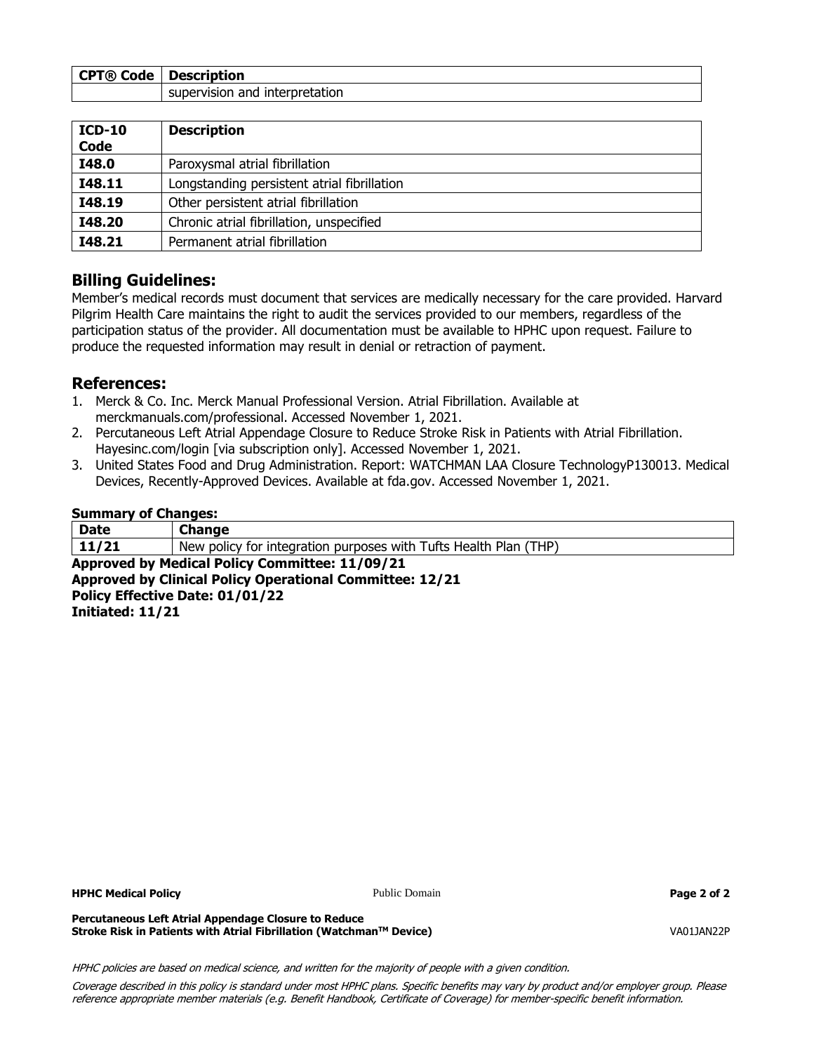| CPT® Code | Description |
|---|---|
| | supervision and interpretation |

| ICD-10 Code | Description |
|---|---|
| **I48.0** | Paroxysmal atrial fibrillation |
| **I48.11** | Longstanding persistent atrial fibrillation |
| **I48.19** | Other persistent atrial fibrillation |
| **I48.20** | Chronic atrial fibrillation, unspecified |
| **I48.21** | Permanent atrial fibrillation |

## Billing Guidelines:

Member's medical records must document that services are medically necessary for the care provided. Harvard Pilgrim Health Care maintains the right to audit the services provided to our members, regardless of the participation status of the provider. All documentation must be available to HPHC upon request. Failure to produce the requested information may result in denial or retraction of payment.

## References:

1. Merck & Co. Inc. Merck Manual Professional Version. Atrial Fibrillation. Available at merckmanuals.com/professional. Accessed November 1, 2021.
2. Percutaneous Left Atrial Appendage Closure to Reduce Stroke Risk in Patients with Atrial Fibrillation. Hayesinc.com/login [via subscription only]. Accessed November 1, 2021.
3. United States Food and Drug Administration. Report: WATCHMAN LAA Closure TechnologyP130013. Medical Devices, Recently-Approved Devices. Available at fda.gov. Accessed November 1, 2021.

**Summary of Changes:**

| Date | Change |
|---|---|
| **11/21** | New policy for integration purposes with Tufts Health Plan (THP) |

**Approved by Medical Policy Committee: 11/09/21**
**Approved by Clinical Policy Operational Committee: 12/21**
**Policy Effective Date: 01/01/22**
**Initiated: 11/21**

*HPHC policies are based on medical science, and written for the majority of people with a given condition.*

*Coverage described in this policy is standard under most HPHC plans. Specific benefits may vary by product and/or employer group. Please reference appropriate member materials (e.g. Benefit Handbook, Certificate of Coverage) for member-specific benefit information.*